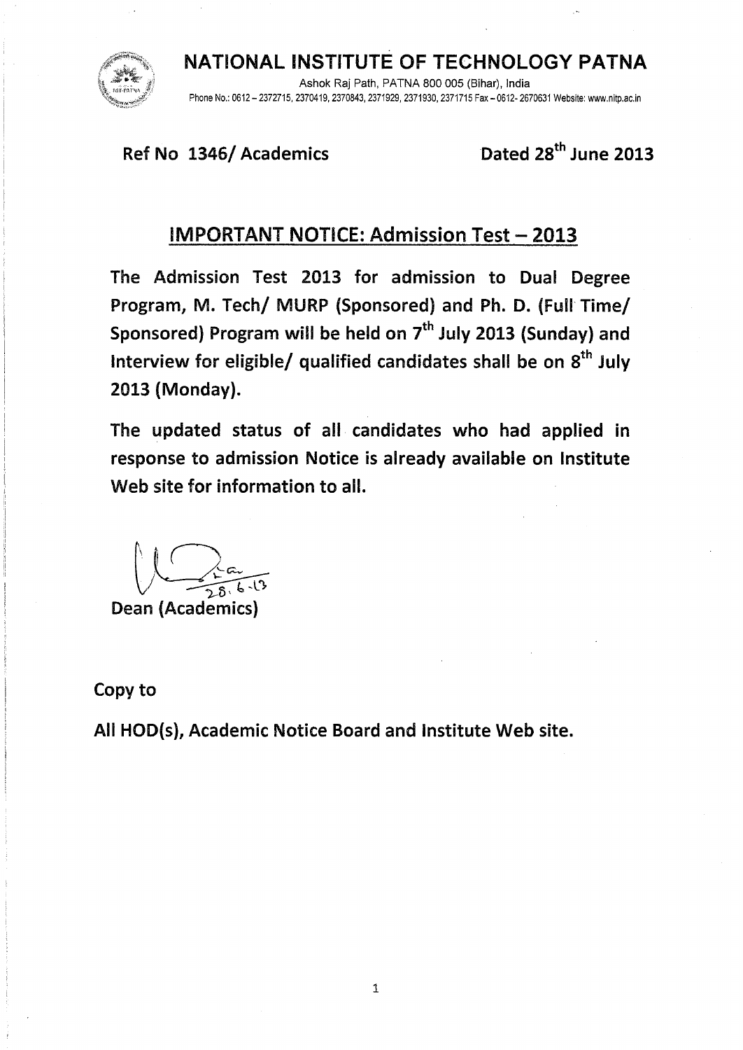# NATIONAL INSTITUTE OF TECHNOLOGY PATNA

Ashok Raj Path, PATNA 800 005 (Bihar), India

Phone No.: 0612 – 2372715, 2370419, 2370843, 2371929, 2371930, 2371715 Fax – 0612- 2670631 Website: www.nitp.ac.in

**Ref No 1346/ Academics** **Dated 28th June 2013**

## IMPORTANT NOTICE: Admission Test – 2013

**The Admission Test 2013 for admission to Dual Degree Program, M. Tech/ MURP (Sponsored) and Ph. D. (Full Time/ Sponsored) Program will be held on 7th July 2013 (Sunday) and Interview for eligible/ qualified candidates shall be on 8th July 2013 (Monday).**

**The updated status of all candidates who had applied in response to admission Notice is already available on Institute Web site for information to all.**

28.6.13

**Dean (Academics)**

**Copy to**

**All HOD(s), Academic Notice Board and Institute Web site.**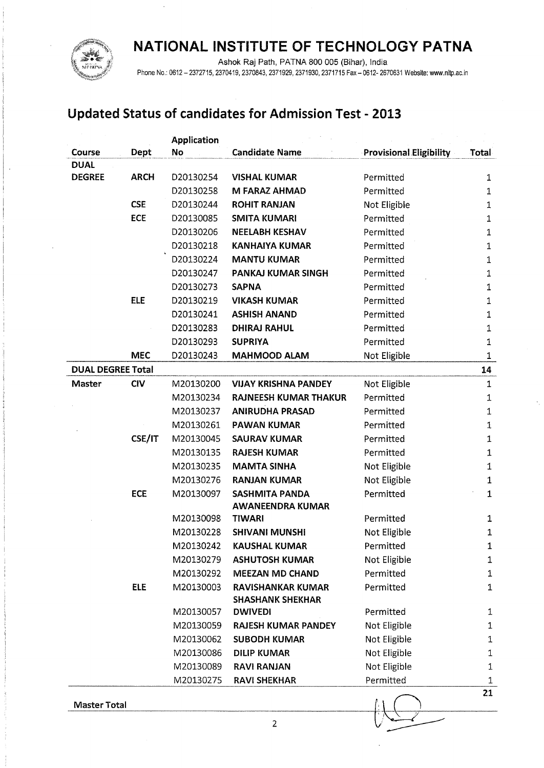# NATIONAL INSTITUTE OF TECHNOLOGY PATNA

Ashok Raj Path, PATNA 800 005 (Bihar), India
Phone No.: 0612 – 2372715, 2370419, 2370843, 2371929, 2371930, 2371715 Fax – 0612- 2670631 Website: www.nitp.ac.in

## Updated Status of candidates for Admission Test - 2013

| Course | Dept | Application No | Candidate Name | Provisional Eligibility | Total |
|---|---|---|---|---|---|
| DUAL DEGREE | ARCH | D20130254 | VISHAL KUMAR | Permitted | 1 |
| | | D20130258 | M FARAZ AHMAD | Permitted | 1 |
| | CSE | D20130244 | ROHIT RANJAN | Not Eligible | 1 |
| | ECE | D20130085 | SMITA KUMARI | Permitted | 1 |
| | | D20130206 | NEELABH KESHAV | Permitted | 1 |
| | | D20130218 | KANHAIYA KUMAR | Permitted | 1 |
| | | D20130224 | MANTU KUMAR | Permitted | 1 |
| | | D20130247 | PANKAJ KUMAR SINGH | Permitted | 1 |
| | | D20130273 | SAPNA | Permitted | 1 |
| | ELE | D20130219 | VIKASH KUMAR | Permitted | 1 |
| | | D20130241 | ASHISH ANAND | Permitted | 1 |
| | | D20130283 | DHIRAJ RAHUL | Permitted | 1 |
| | | D20130293 | SUPRIYA | Permitted | 1 |
| | MEC | D20130243 | MAHMOOD ALAM | Not Eligible | 1 |
| DUAL DEGREE Total | | | | | 14 |
| Master | CIV | M20130200 | VIJAY KRISHNA PANDEY | Not Eligible | 1 |
| | | M20130234 | RAJNEESH KUMAR THAKUR | Permitted | 1 |
| | | M20130237 | ANIRUDHA PRASAD | Permitted | 1 |
| | | M20130261 | PAWAN KUMAR | Permitted | 1 |
| | CSE/IT | M20130045 | SAURAV KUMAR | Permitted | 1 |
| | | M20130135 | RAJESH KUMAR | Permitted | 1 |
| | | M20130235 | MAMTA SINHA | Not Eligible | 1 |
| | | M20130276 | RANJAN KUMAR | Not Eligible | 1 |
| | ECE | M20130097 | SASHMITA PANDA | Permitted | 1 |
| | | M20130098 | AWANEENDRA KUMAR TIWARI | Permitted | 1 |
| | | M20130228 | SHIVANI MUNSHI | Not Eligible | 1 |
| | | M20130242 | KAUSHAL KUMAR | Permitted | 1 |
| | | M20130279 | ASHUTOSH KUMAR | Not Eligible | 1 |
| | | M20130292 | MEEZAN MD CHAND | Permitted | 1 |
| | ELE | M20130003 | RAVISHANKAR KUMAR | Permitted | 1 |
| | | M20130057 | SHASHANK SHEKHAR DWIVEDI | Permitted | 1 |
| | | M20130059 | RAJESH KUMAR PANDEY | Not Eligible | 1 |
| | | M20130062 | SUBODH KUMAR | Not Eligible | 1 |
| | | M20130086 | DILIP KUMAR | Not Eligible | 1 |
| | | M20130089 | RAVI RANJAN | Not Eligible | 1 |
| | | M20130275 | RAVI SHEKHAR | Permitted | 1 |
| Master Total | | | | | 21 |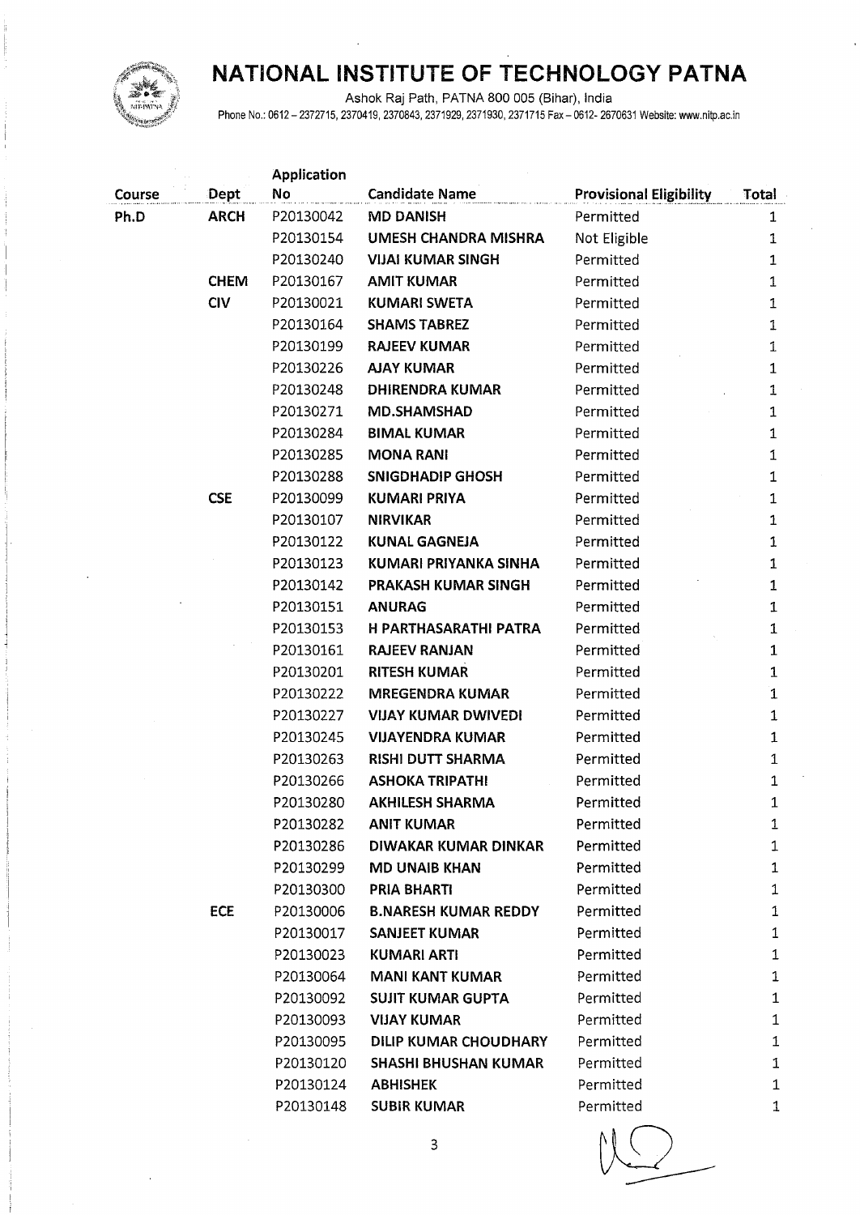# NATIONAL INSTITUTE OF TECHNOLOGY PATNA

Ashok Raj Path, PATNA 800 005 (Bihar), India

Phone No.: 0612 – 2372715, 2370419, 2370843, 2371929, 2371930, 2371715 Fax – 0612- 2670631 Website: www.nitp.ac.in

| Course | Dept | Application No | Candidate Name | Provisional Eligibility | Total |
|---|---|---|---|---|---|
| Ph.D | ARCH | P20130042 | MD DANISH | Permitted | 1 |
| | | P20130154 | UMESH CHANDRA MISHRA | Not Eligible | 1 |
| | | P20130240 | VIJAI KUMAR SINGH | Permitted | 1 |
| | CHEM | P20130167 | AMIT KUMAR | Permitted | 1 |
| | CIV | P20130021 | KUMARI SWETA | Permitted | 1 |
| | | P20130164 | SHAMS TABREZ | Permitted | 1 |
| | | P20130199 | RAJEEV KUMAR | Permitted | 1 |
| | | P20130226 | AJAY KUMAR | Permitted | 1 |
| | | P20130248 | DHIRENDRA KUMAR | Permitted | 1 |
| | | P20130271 | MD.SHAMSHAD | Permitted | 1 |
| | | P20130284 | BIMAL KUMAR | Permitted | 1 |
| | | P20130285 | MONA RANI | Permitted | 1 |
| | | P20130288 | SNIGDHADIP GHOSH | Permitted | 1 |
| | CSE | P20130099 | KUMARI PRIYA | Permitted | 1 |
| | | P20130107 | NIRVIKAR | Permitted | 1 |
| | | P20130122 | KUNAL GAGNEJA | Permitted | 1 |
| | | P20130123 | KUMARI PRIYANKA SINHA | Permitted | 1 |
| | | P20130142 | PRAKASH KUMAR SINGH | Permitted | 1 |
| | | P20130151 | ANURAG | Permitted | 1 |
| | | P20130153 | H PARTHASARATHI PATRA | Permitted | 1 |
| | | P20130161 | RAJEEV RANJAN | Permitted | 1 |
| | | P20130201 | RITESH KUMAR | Permitted | 1 |
| | | P20130222 | MREGENDRA KUMAR | Permitted | 1 |
| | | P20130227 | VIJAY KUMAR DWIVEDI | Permitted | 1 |
| | | P20130245 | VIJAYENDRA KUMAR | Permitted | 1 |
| | | P20130263 | RISHI DUTT SHARMA | Permitted | 1 |
| | | P20130266 | ASHOKA TRIPATHI | Permitted | 1 |
| | | P20130280 | AKHILESH SHARMA | Permitted | 1 |
| | | P20130282 | ANIT KUMAR | Permitted | 1 |
| | | P20130286 | DIWAKAR KUMAR DINKAR | Permitted | 1 |
| | | P20130299 | MD UNAIB KHAN | Permitted | 1 |
| | | P20130300 | PRIA BHARTI | Permitted | 1 |
| | ECE | P20130006 | B.NARESH KUMAR REDDY | Permitted | 1 |
| | | P20130017 | SANJEET KUMAR | Permitted | 1 |
| | | P20130023 | KUMARI ARTI | Permitted | 1 |
| | | P20130064 | MANI KANT KUMAR | Permitted | 1 |
| | | P20130092 | SUJIT KUMAR GUPTA | Permitted | 1 |
| | | P20130093 | VIJAY KUMAR | Permitted | 1 |
| | | P20130095 | DILIP KUMAR CHOUDHARY | Permitted | 1 |
| | | P20130120 | SHASHI BHUSHAN KUMAR | Permitted | 1 |
| | | P20130124 | ABHISHEK | Permitted | 1 |
| | | P20130148 | SUBIR KUMAR | Permitted | 1 |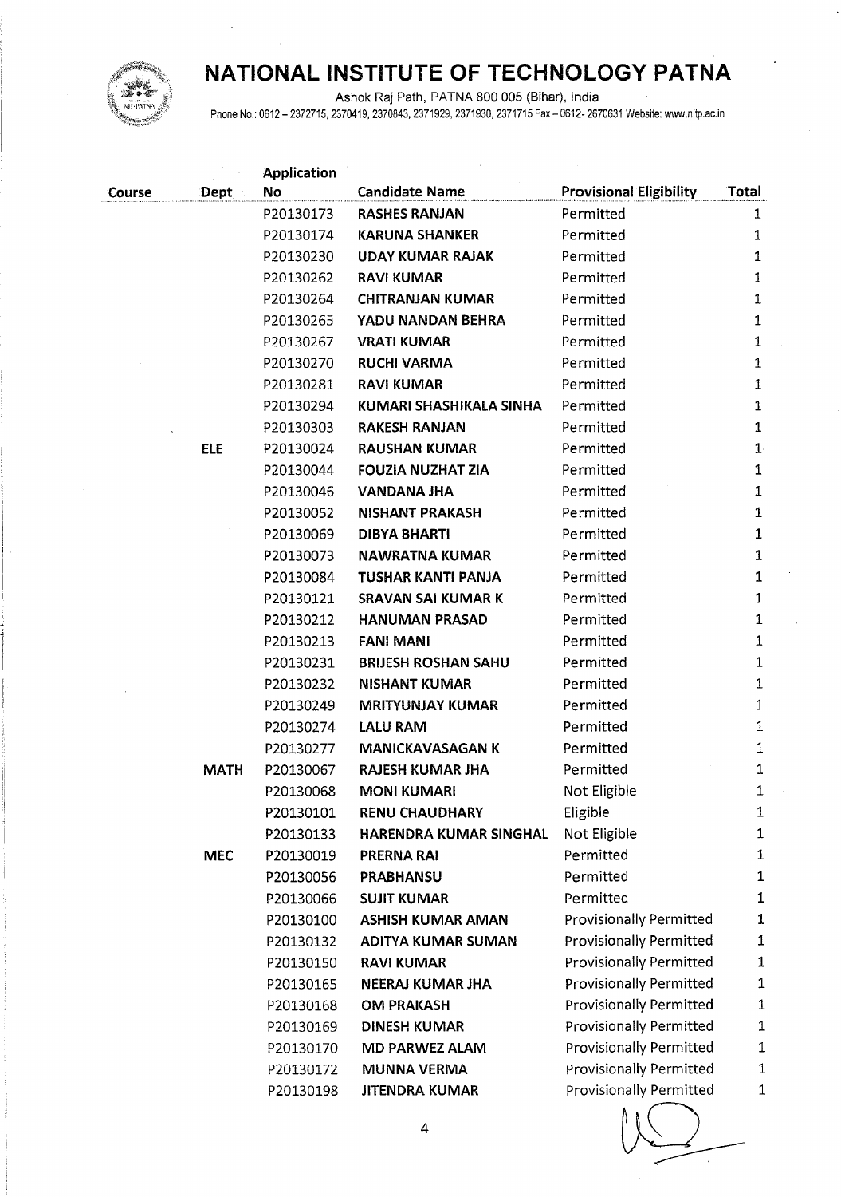# NATIONAL INSTITUTE OF TECHNOLOGY PATNA

Ashok Raj Path, PATNA 800 005 (Bihar), India

Phone No.: 0612 – 2372715, 2370419, 2370843, 2371929, 2371930, 2371715 Fax – 0612- 2670631 Website: www.nitp.ac.in

| Course | Dept | Application No | Candidate Name | Provisional Eligibility | Total |
|---|---|---|---|---|---|
| | | P20130173 | RASHES RANJAN | Permitted | 1 |
| | | P20130174 | KARUNA SHANKER | Permitted | 1 |
| | | P20130230 | UDAY KUMAR RAJAK | Permitted | 1 |
| | | P20130262 | RAVI KUMAR | Permitted | 1 |
| | | P20130264 | CHITRANJAN KUMAR | Permitted | 1 |
| | | P20130265 | YADU NANDAN BEHRA | Permitted | 1 |
| | | P20130267 | VRATI KUMAR | Permitted | 1 |
| | | P20130270 | RUCHI VARMA | Permitted | 1 |
| | | P20130281 | RAVI KUMAR | Permitted | 1 |
| | | P20130294 | KUMARI SHASHIKALA SINHA | Permitted | 1 |
| | | P20130303 | RAKESH RANJAN | Permitted | 1 |
| | ELE | P20130024 | RAUSHAN KUMAR | Permitted | 1 |
| | | P20130044 | FOUZIA NUZHAT ZIA | Permitted | 1 |
| | | P20130046 | VANDANA JHA | Permitted | 1 |
| | | P20130052 | NISHANT PRAKASH | Permitted | 1 |
| | | P20130069 | DIBYA BHARTI | Permitted | 1 |
| | | P20130073 | NAWRATNA KUMAR | Permitted | 1 |
| | | P20130084 | TUSHAR KANTI PANJA | Permitted | 1 |
| | | P20130121 | SRAVAN SAI KUMAR K | Permitted | 1 |
| | | P20130212 | HANUMAN PRASAD | Permitted | 1 |
| | | P20130213 | FANI MANI | Permitted | 1 |
| | | P20130231 | BRIJESH ROSHAN SAHU | Permitted | 1 |
| | | P20130232 | NISHANT KUMAR | Permitted | 1 |
| | | P20130249 | MRITYUNJAY KUMAR | Permitted | 1 |
| | | P20130274 | LALU RAM | Permitted | 1 |
| | | P20130277 | MANICKAVASAGAN K | Permitted | 1 |
| | MATH | P20130067 | RAJESH KUMAR JHA | Permitted | 1 |
| | | P20130068 | MONI KUMARI | Not Eligible | 1 |
| | | P20130101 | RENU CHAUDHARY | Eligible | 1 |
| | | P20130133 | HARENDRA KUMAR SINGHAL | Not Eligible | 1 |
| | MEC | P20130019 | PRERNA RAI | Permitted | 1 |
| | | P20130056 | PRABHANSU | Permitted | 1 |
| | | P20130066 | SUJIT KUMAR | Permitted | 1 |
| | | P20130100 | ASHISH KUMAR AMAN | Provisionally Permitted | 1 |
| | | P20130132 | ADITYA KUMAR SUMAN | Provisionally Permitted | 1 |
| | | P20130150 | RAVI KUMAR | Provisionally Permitted | 1 |
| | | P20130165 | NEERAJ KUMAR JHA | Provisionally Permitted | 1 |
| | | P20130168 | OM PRAKASH | Provisionally Permitted | 1 |
| | | P20130169 | DINESH KUMAR | Provisionally Permitted | 1 |
| | | P20130170 | MD PARWEZ ALAM | Provisionally Permitted | 1 |
| | | P20130172 | MUNNA VERMA | Provisionally Permitted | 1 |
| | | P20130198 | JITENDRA KUMAR | Provisionally Permitted | 1 |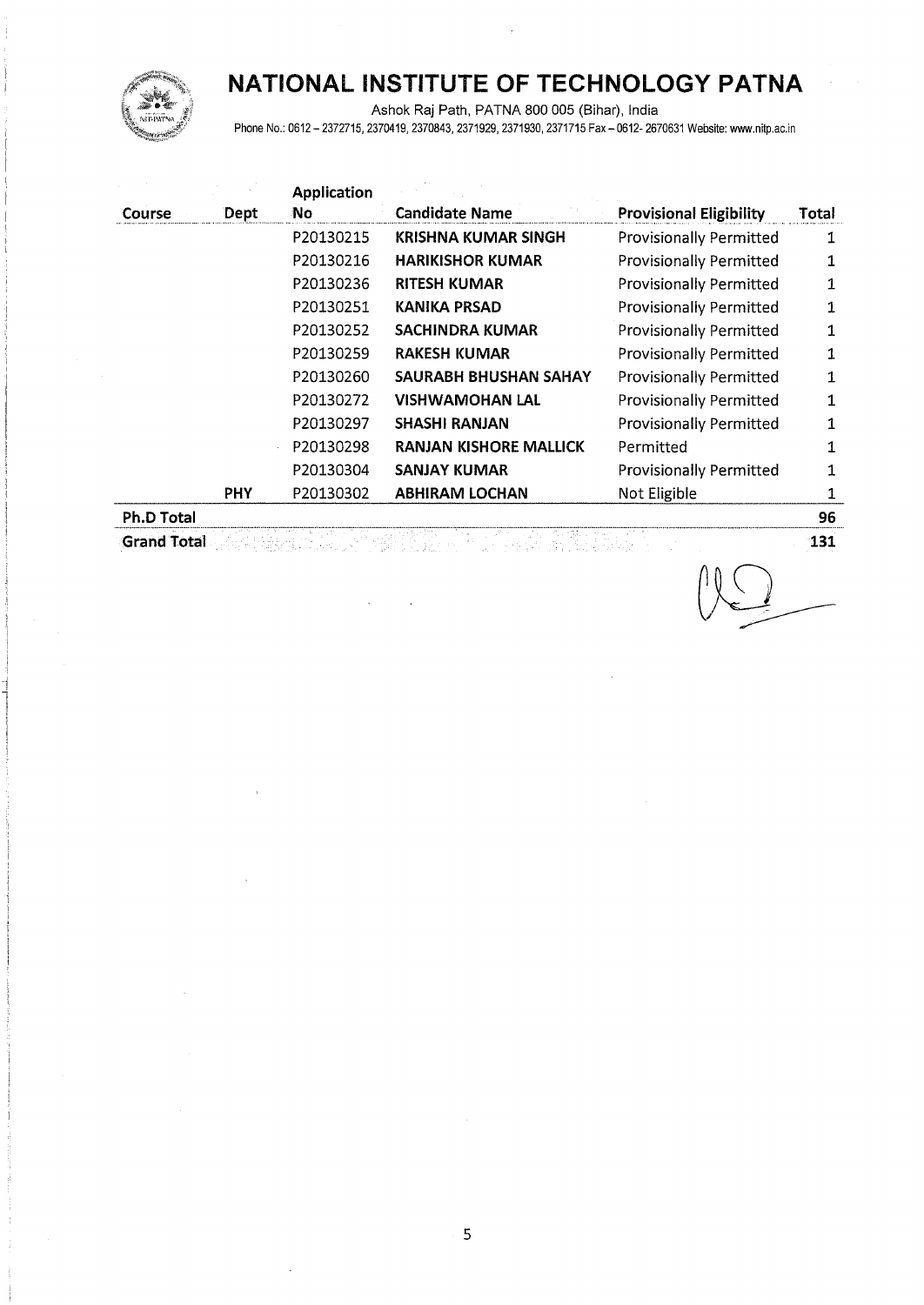# NATIONAL INSTITUTE OF TECHNOLOGY PATNA

Ashok Raj Path, PATNA 800 005 (Bihar), India

Phone No.: 0612 – 2372715, 2370419, 2370843, 2371929, 2371930, 2371715 Fax – 0612- 2670631 Website: www.nitp.ac.in

| Course | Dept | Application No | Candidate Name | Provisional Eligibility | Total |
|---|---|---|---|---|---|
| | | P20130215 | **KRISHNA KUMAR SINGH** | Provisionally Permitted | 1 |
| | | P20130216 | **HARIKISHOR KUMAR** | Provisionally Permitted | 1 |
| | | P20130236 | **RITESH KUMAR** | Provisionally Permitted | 1 |
| | | P20130251 | **KANIKA PRSAD** | Provisionally Permitted | 1 |
| | | P20130252 | **SACHINDRA KUMAR** | Provisionally Permitted | 1 |
| | | P20130259 | **RAKESH KUMAR** | Provisionally Permitted | 1 |
| | | P20130260 | **SAURABH BHUSHAN SAHAY** | Provisionally Permitted | 1 |
| | | P20130272 | **VISHWAMOHAN LAL** | Provisionally Permitted | 1 |
| | | P20130297 | **SHASHI RANJAN** | Provisionally Permitted | 1 |
| | | P20130298 | **RANJAN KISHORE MALLICK** | Permitted | 1 |
| | | P20130304 | **SANJAY KUMAR** | Provisionally Permitted | 1 |
| | **PHY** | P20130302 | **ABHIRAM LOCHAN** | Not Eligible | 1 |
| **Ph.D Total** | | | | | **96** |
| **Grand Total** | | | | | **131** |